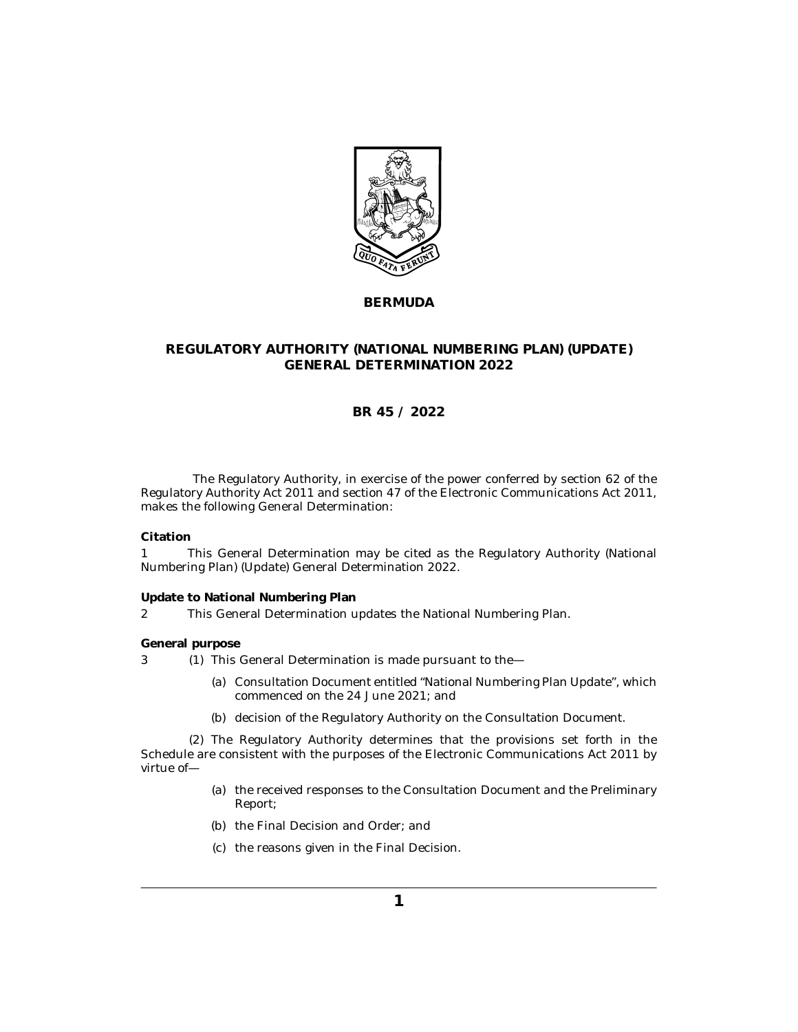# BERMUDA

## REGULATORY AUTHORITY (NATIONAL NUMBERING PLAN) (UPDATE) GENERAL DETERMINATION 2022

## BR 45 / 2022

The Regulatory Authority, in exercise of the power conferred by section 62 of the Regulatory Authority Act 2011 and section 47 of the Electronic Communications Act 2011, makes the following General Determination:

**Citation**

1 This General Determination may be cited as the Regulatory Authority (National Numbering Plan) (Update) General Determination 2022.

**Update to National Numbering Plan**

2 This General Determination updates the National Numbering Plan.

**General purpose**

3 (1) This General Determination is made pursuant to the—

(a) Consultation Document entitled "National Numbering Plan Update", which commenced on the 24 June 2021; and

(b) decision of the Regulatory Authority on the Consultation Document.

(2) The Regulatory Authority determines that the provisions set forth in the Schedule are consistent with the purposes of the Electronic Communications Act 2011 by virtue of—

(a) the received responses to the Consultation Document and the Preliminary Report;

(b) the Final Decision and Order; and

(c) the reasons given in the Final Decision.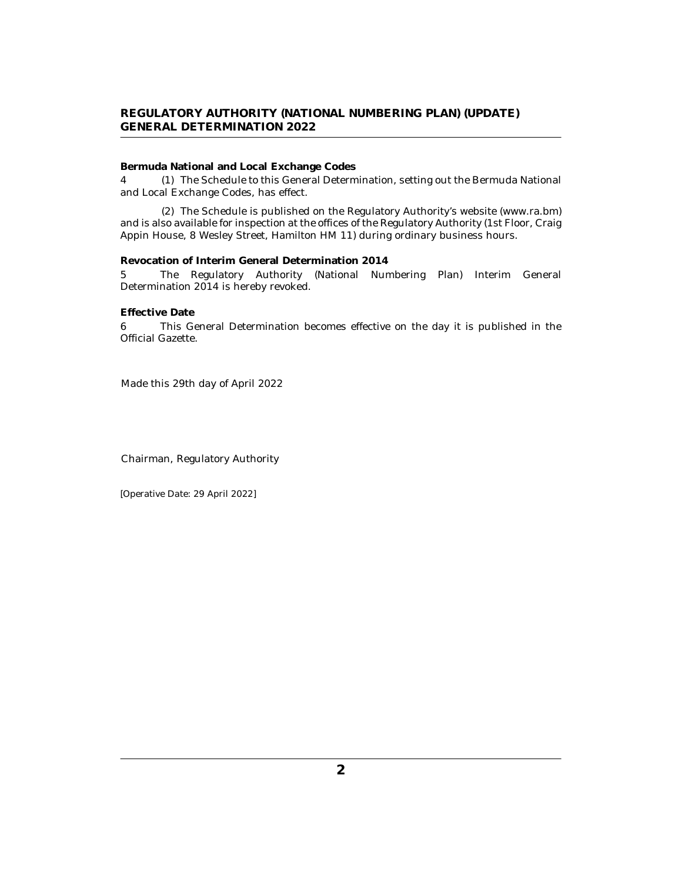**Bermuda National and Local Exchange Codes**

4 (1) The Schedule to this General Determination, setting out the Bermuda National and Local Exchange Codes, has effect.

(2) The Schedule is published on the Regulatory Authority's website (www.ra.bm) and is also available for inspection at the offices of the Regulatory Authority (1st Floor, Craig Appin House, 8 Wesley Street, Hamilton HM 11) during ordinary business hours.

**Revocation of Interim General Determination 2014**

5 The Regulatory Authority (National Numbering Plan) Interim General Determination 2014 is hereby revoked.

**Effective Date**

6 This General Determination becomes effective on the day it is published in the Official Gazette.

Made this 29th day of April 2022

Chairman, Regulatory Authority

[Operative Date: 29 April 2022]